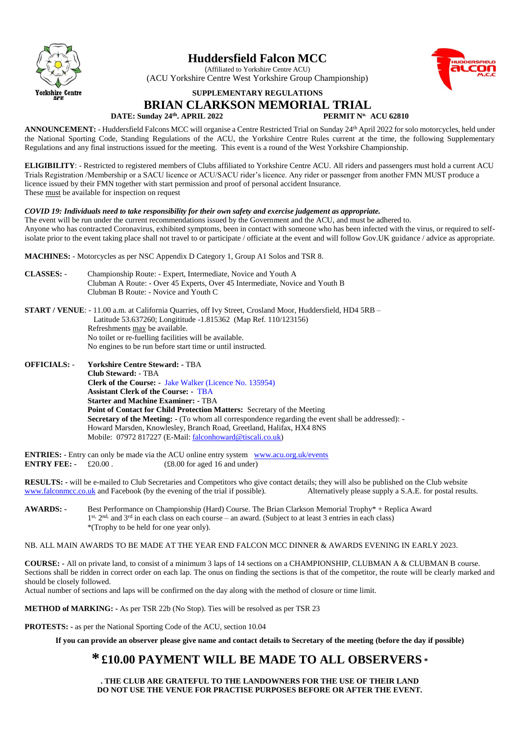# Huddersfield Falcon MCC

(Affiliated to Yorkshire Centre ACU)

(ACU Yorkshire Centre West Yorkshire Group Championship)

**SUPPLEMENTARY REGULATIONS**

## BRIAN CLARKSON MEMORIAL TRIAL

**DATE: Sunday 24th. APRIL 2022** **PERMIT No. ACU 62810**

**ANNOUNCEMENT:** - Huddersfield Falcons MCC will organise a Centre Restricted Trial on Sunday 24th April 2022 for solo motorcycles, held under the National Sporting Code, Standing Regulations of the ACU, the Yorkshire Centre Rules current at the time, the following Supplementary Regulations and any final instructions issued for the meeting. This event is a round of the West Yorkshire Championship.

**ELIGIBILITY**: - Restricted to registered members of Clubs affiliated to Yorkshire Centre ACU. All riders and passengers must hold a current ACU Trials Registration /Membership or a SACU licence or ACU/SACU rider's licence. Any rider or passenger from another FMN MUST produce a licence issued by their FMN together with start permission and proof of personal accident Insurance.
These must be available for inspection on request

***COVID 19: Individuals need to take responsibility for their own safety and exercise judgement as appropriate.***
The event will be run under the current recommendations issued by the Government and the ACU, and must be adhered to.
Anyone who has contracted Coronavirus, exhibited symptoms, been in contact with someone who has been infected with the virus, or required to self-isolate prior to the event taking place shall not travel to or participate / officiate at the event and will follow Gov.UK guidance / advice as appropriate.

**MACHINES:** - Motorcycles as per NSC Appendix D Category 1, Group A1 Solos and TSR 8.

**CLASSES:** -
Championship Route: - Expert, Intermediate, Novice and Youth A
Clubman A Route: - Over 45 Experts, Over 45 Intermediate, Novice and Youth B
Clubman B Route: - Novice and Youth C

**START / VENUE**: - 11.00 a.m. at California Quarries, off Ivy Street, Crosland Moor, Huddersfield, HD4 5RB –
Latitude 53.637260; Longititude -1.815362 (Map Ref. 110/123156)
Refreshments may be available.
No toilet or re-fuelling facilities will be available.
No engines to be run before start time or until instructed.

**OFFICIALS:** -
**Yorkshire Centre Steward:** - TBA
**Club Steward:** - TBA
**Clerk of the Course:** - Jake Walker (Licence No. 135954)
**Assistant Clerk of the Course:** - TBA
**Starter and Machine Examiner:** - TBA
**Point of Contact for Child Protection Matters:** Secretary of the Meeting
**Secretary of the Meeting:** - (To whom all correspondence regarding the event shall be addressed): -
Howard Marsden, Knowlesley, Branch Road, Greetland, Halifax, HX4 8NS
Mobile: 07972 817227 (E-Mail: falconhoward@tiscali.co.uk)

**ENTRIES:** - Entry can only be made via the ACU online entry system www.acu.org.uk/events
**ENTRY FEE:** - £20.00 . (£8.00 for aged 16 and under)

**RESULTS:** - will be e-mailed to Club Secretaries and Competitors who give contact details; they will also be published on the Club website www.falconmcc.co.uk and Facebook (by the evening of the trial if possible). Alternatively please supply a S.A.E. for postal results.

**AWARDS:** -
Best Performance on Championship (Hard) Course. The Brian Clarkson Memorial Trophy* + Replica Award
1st, 2nd, and 3rd in each class on each course – an award. (Subject to at least 3 entries in each class)
*(Trophy to be held for one year only).

NB. ALL MAIN AWARDS TO BE MADE AT THE YEAR END FALCON MCC DINNER & AWARDS EVENING IN EARLY 2023.

**COURSE:** - All on private land, to consist of a minimum 3 laps of 14 sections on a CHAMPIONSHIP, CLUBMAN A & CLUBMAN B course. Sections shall be ridden in correct order on each lap. The onus on finding the sections is that of the competitor, the route will be clearly marked and should be closely followed.
Actual number of sections and laps will be confirmed on the day along with the method of closure or time limit.

**METHOD of MARKING:** - As per TSR 22b (No Stop). Ties will be resolved as per TSR 23

**PROTESTS:** - as per the National Sporting Code of the ACU, section 10.04

**If you can provide an observer please give name and contact details to Secretary of the meeting (before the day if possible)**

## * £10.00 PAYMENT WILL BE MADE TO ALL OBSERVERS *

**. THE CLUB ARE GRATEFUL TO THE LANDOWNERS FOR THE USE OF THEIR LAND**
**DO NOT USE THE VENUE FOR PRACTISE PURPOSES BEFORE OR AFTER THE EVENT.**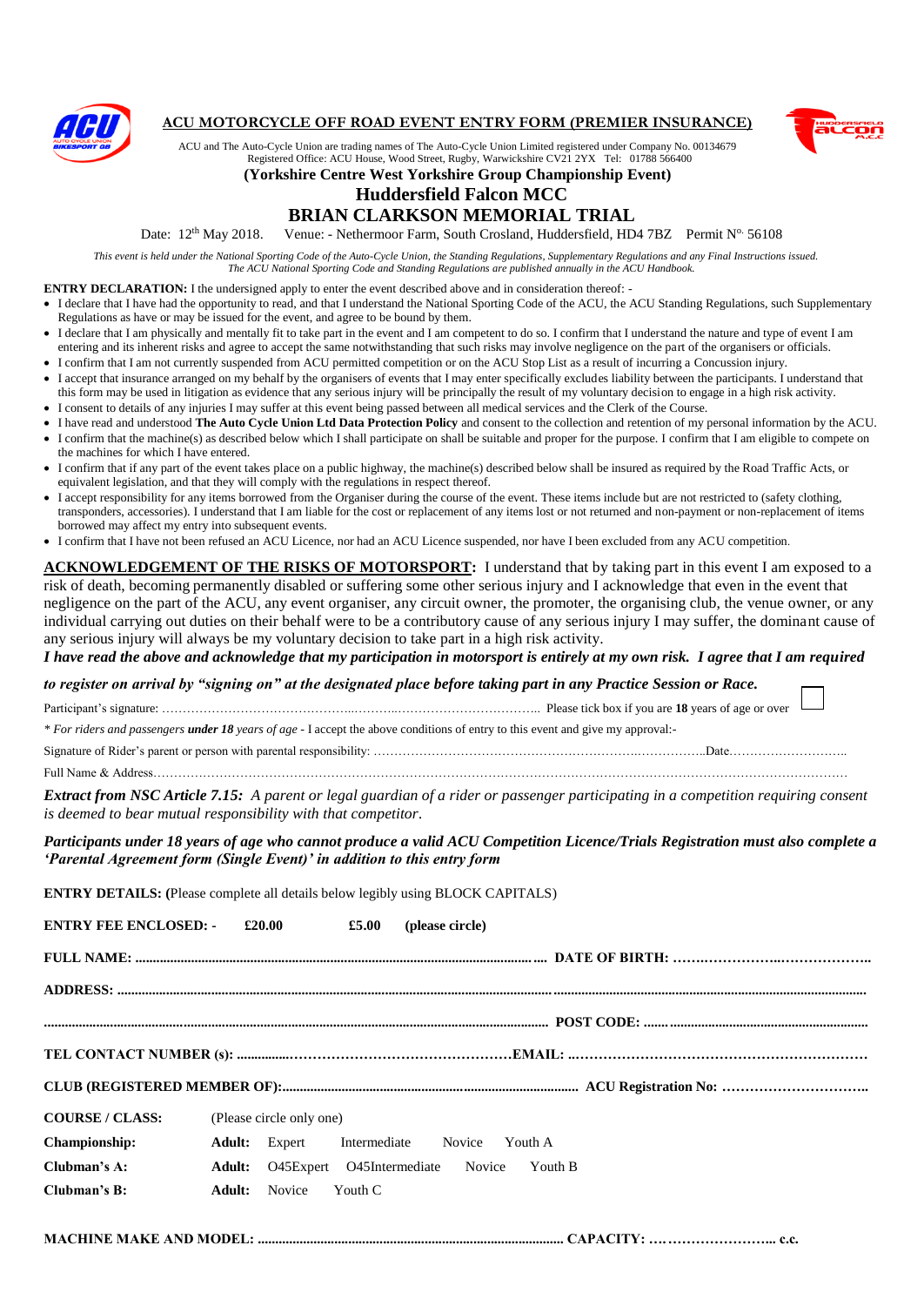## ACU MOTORCYCLE OFF ROAD EVENT ENTRY FORM (PREMIER INSURANCE)

ACU and The Auto-Cycle Union are trading names of The Auto-Cycle Union Limited registered under Company No. 00134679
Registered Office: ACU House, Wood Street, Rugby, Warwickshire CV21 2YX Tel: 01788 566400

**(Yorkshire Centre West Yorkshire Group Championship Event)**

# Huddersfield Falcon MCC

# BRIAN CLARKSON MEMORIAL TRIAL

Date: 12th May 2018. Venue: - Nethermoor Farm, South Crosland, Huddersfield, HD4 7BZ Permit No. 56108

*This event is held under the National Sporting Code of the Auto-Cycle Union, the Standing Regulations, Supplementary Regulations and any Final Instructions issued. The ACU National Sporting Code and Standing Regulations are published annually in the ACU Handbook.*

**ENTRY DECLARATION:** I the undersigned apply to enter the event described above and in consideration thereof: -

- I declare that I have had the opportunity to read, and that I understand the National Sporting Code of the ACU, the ACU Standing Regulations, such Supplementary Regulations as have or may be issued for the event, and agree to be bound by them.
- I declare that I am physically and mentally fit to take part in the event and I am competent to do so. I confirm that I understand the nature and type of event I am entering and its inherent risks and agree to accept the same notwithstanding that such risks may involve negligence on the part of the organisers or officials.
- I confirm that I am not currently suspended from ACU permitted competition or on the ACU Stop List as a result of incurring a Concussion injury.
- I accept that insurance arranged on my behalf by the organisers of events that I may enter specifically excludes liability between the participants. I understand that this form may be used in litigation as evidence that any serious injury will be principally the result of my voluntary decision to engage in a high risk activity.
- I consent to details of any injuries I may suffer at this event being passed between all medical services and the Clerk of the Course.
- I have read and understood **The Auto Cycle Union Ltd Data Protection Policy** and consent to the collection and retention of my personal information by the ACU.
- I confirm that the machine(s) as described below which I shall participate on shall be suitable and proper for the purpose. I confirm that I am eligible to compete on the machines for which I have entered.
- I confirm that if any part of the event takes place on a public highway, the machine(s) described below shall be insured as required by the Road Traffic Acts, or equivalent legislation, and that they will comply with the regulations in respect thereof.
- I accept responsibility for any items borrowed from the Organiser during the course of the event. These items include but are not restricted to (safety clothing, transponders, accessories). I understand that I am liable for the cost or replacement of any items lost or not returned and non-payment or non-replacement of items borrowed may affect my entry into subsequent events.
- I confirm that I have not been refused an ACU Licence, nor had an ACU Licence suspended, nor have I been excluded from any ACU competition.

**ACKNOWLEDGEMENT OF THE RISKS OF MOTORSPORT:** I understand that by taking part in this event I am exposed to a risk of death, becoming permanently disabled or suffering some other serious injury and I acknowledge that even in the event that negligence on the part of the ACU, any event organiser, any circuit owner, the promoter, the organising club, the venue owner, or any individual carrying out duties on their behalf were to be a contributory cause of any serious injury I may suffer, the dominant cause of any serious injury will always be my voluntary decision to take part in a high risk activity.

***I have read the above and acknowledge that my participation in motorsport is entirely at my own risk. I agree that I am required to register on arrival by "signing on" at the designated place before taking part in any Practice Session or Race.***

Participant's signature: ………………………………………………………………………………….. Please tick box if you are **18** years of age or over ☐

*\* For riders and passengers* ***under 18*** *years of age* - I accept the above conditions of entry to this event and give my approval:-

Signature of Rider's parent or person with parental responsibility: ………………………………………………………………..Date………………………..

Full Name & Address……………………………………………………………………………………………………………………………………………

***Extract from NSC Article 7.15:*** *A parent or legal guardian of a rider or passenger participating in a competition requiring consent is deemed to bear mutual responsibility with that competitor.*

***Participants under 18 years of age who cannot produce a valid ACU Competition Licence/Trials Registration must also complete a 'Parental Agreement form (Single Event)' in addition to this entry form***

**ENTRY DETAILS:** (Please complete all details below legibly using BLOCK CAPITALS)

**ENTRY FEE ENCLOSED: - £20.00 £5.00 (please circle)**

**FULL NAME: ……………………………………………… DATE OF BIRTH: ……………………………**

**ADDRESS: ……………………………………………………………………………………………………**

**…………………………………………………………………… POST CODE: ……………………………**

**TEL CONTACT NUMBER (s): ……………………………………EMAIL: …………………………………**

**CLUB (REGISTERED MEMBER OF):…………………………………… ACU Registration No: ………………………**

**COURSE / CLASS:** (Please circle only one)

| | | | | | |
|---|---|---|---|---|---|
| **Championship:** | **Adult:** | Expert | Intermediate | Novice | Youth A |
| **Clubman's A:** | **Adult:** | O45Expert | O45Intermediate | Novice | Youth B |
| **Clubman's B:** | **Adult:** | Novice | Youth C | | |

**MACHINE MAKE AND MODEL: ……………………………………………… CAPACITY: ………………………... c.c.**